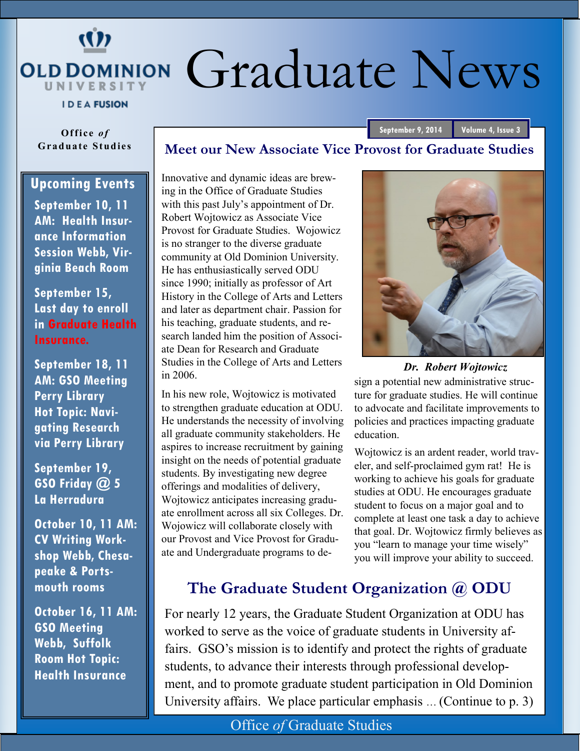Old Dominion University
IDEA FUSION

# Graduate News

Office *of* Graduate Studies

September 9, 2014 | Volume 4, Issue 3

## Upcoming Events

**September 10, 11 AM: Health Insurance Information Session Webb, Virginia Beach Room**

**September 15, Last day to enroll in Graduate Health Insurance.**

**September 18, 11 AM: GSO Meeting Perry Library Hot Topic: Navigating Research via Perry Library**

**September 19, GSO Friday @ 5 La Herradura**

**October 10, 11 AM: CV Writing Workshop Webb, Chesapeake & Portsmouth rooms**

**October 16, 11 AM: GSO Meeting Webb, Suffolk Room Hot Topic: Health Insurance**

## Meet our New Associate Vice Provost for Graduate Studies

Innovative and dynamic ideas are brewing in the Office of Graduate Studies with this past July's appointment of Dr. Robert Wojtowicz as Associate Vice Provost for Graduate Studies. Wojowicz is no stranger to the diverse graduate community at Old Dominion University. He has enthusiastically served ODU since 1990; initially as professor of Art History in the College of Arts and Letters and later as department chair. Passion for his teaching, graduate students, and research landed him the position of Associate Dean for Research and Graduate Studies in the College of Arts and Letters in 2006.

In his new role, Wojtowicz is motivated to strengthen graduate education at ODU. He understands the necessity of involving all graduate community stakeholders. He aspires to increase recruitment by gaining insight on the needs of potential graduate students. By investigating new degree offerings and modalities of delivery, Wojtowicz anticipates increasing graduate enrollment across all six Colleges. Dr. Wojowicz will collaborate closely with our Provost and Vice Provost for Graduate and Undergraduate programs to design a potential new administrative structure for graduate studies. He will continue to advocate and facilitate improvements to policies and practices impacting graduate education.

*Dr. Robert Wojtowicz*

Wojtowicz is an ardent reader, world traveler, and self-proclaimed gym rat! He is working to achieve his goals for graduate studies at ODU. He encourages graduate student to focus on a major goal and to complete at least one task a day to achieve that goal. Dr. Wojtowicz firmly believes as you "learn to manage your time wisely" you will improve your ability to succeed.

## The Graduate Student Organization @ ODU

For nearly 12 years, the Graduate Student Organization at ODU has worked to serve as the voice of graduate students in University affairs. GSO's mission is to identify and protect the rights of graduate students, to advance their interests through professional development, and to promote graduate student participation in Old Dominion University affairs. We place particular emphasis ... (Continue to p. 3)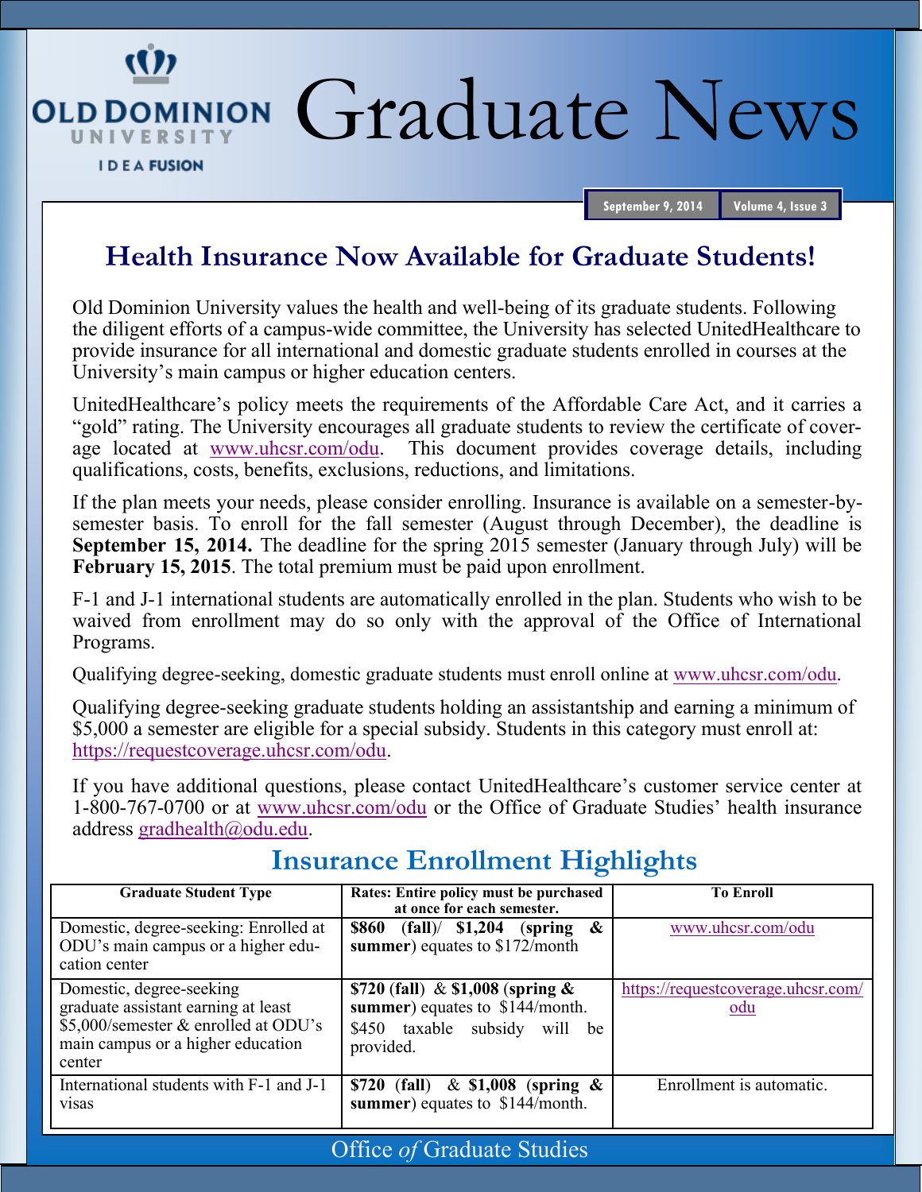# Graduate News

September 9, 2014 | Volume 4, Issue 3

## Health Insurance Now Available for Graduate Students!

Old Dominion University values the health and well-being of its graduate students. Following the diligent efforts of a campus-wide committee, the University has selected UnitedHealthcare to provide insurance for all international and domestic graduate students enrolled in courses at the University's main campus or higher education centers.

UnitedHealthcare's policy meets the requirements of the Affordable Care Act, and it carries a "gold" rating. The University encourages all graduate students to review the certificate of coverage located at www.uhcsr.com/odu. This document provides coverage details, including qualifications, costs, benefits, exclusions, reductions, and limitations.

If the plan meets your needs, please consider enrolling. Insurance is available on a semester-by-semester basis. To enroll for the fall semester (August through December), the deadline is **September 15, 2014.** The deadline for the spring 2015 semester (January through July) will be **February 15, 2015**. The total premium must be paid upon enrollment.

F-1 and J-1 international students are automatically enrolled in the plan. Students who wish to be waived from enrollment may do so only with the approval of the Office of International Programs.

Qualifying degree-seeking, domestic graduate students must enroll online at www.uhcsr.com/odu.

Qualifying degree-seeking graduate students holding an assistantship and earning a minimum of $5,000 a semester are eligible for a special subsidy. Students in this category must enroll at: https://requestcoverage.uhcsr.com/odu.

If you have additional questions, please contact UnitedHealthcare's customer service center at 1-800-767-0700 or at www.uhcsr.com/odu or the Office of Graduate Studies' health insurance address gradhealth@odu.edu.

## Insurance Enrollment Highlights

| Graduate Student Type | Rates: Entire policy must be purchased at once for each semester. | To Enroll |
|---|---|---|
| Domestic, degree-seeking: Enrolled at ODU's main campus or a higher education center | **$860 (fall)**/ **$1,204 (spring & summer)** equates to $172/month | www.uhcsr.com/odu |
| Domestic, degree-seeking graduate assistant earning at least $5,000/semester & enrolled at ODU's main campus or a higher education center | **$720 (fall)** & **$1,008 (spring & summer)** equates to $144/month. $450 taxable subsidy will be provided. | https://requestcoverage.uhcsr.com/odu |
| International students with F-1 and J-1 visas | **$720 (fall)** & **$1,008 (spring & summer)** equates to $144/month. | Enrollment is automatic. |

Office *of* Graduate Studies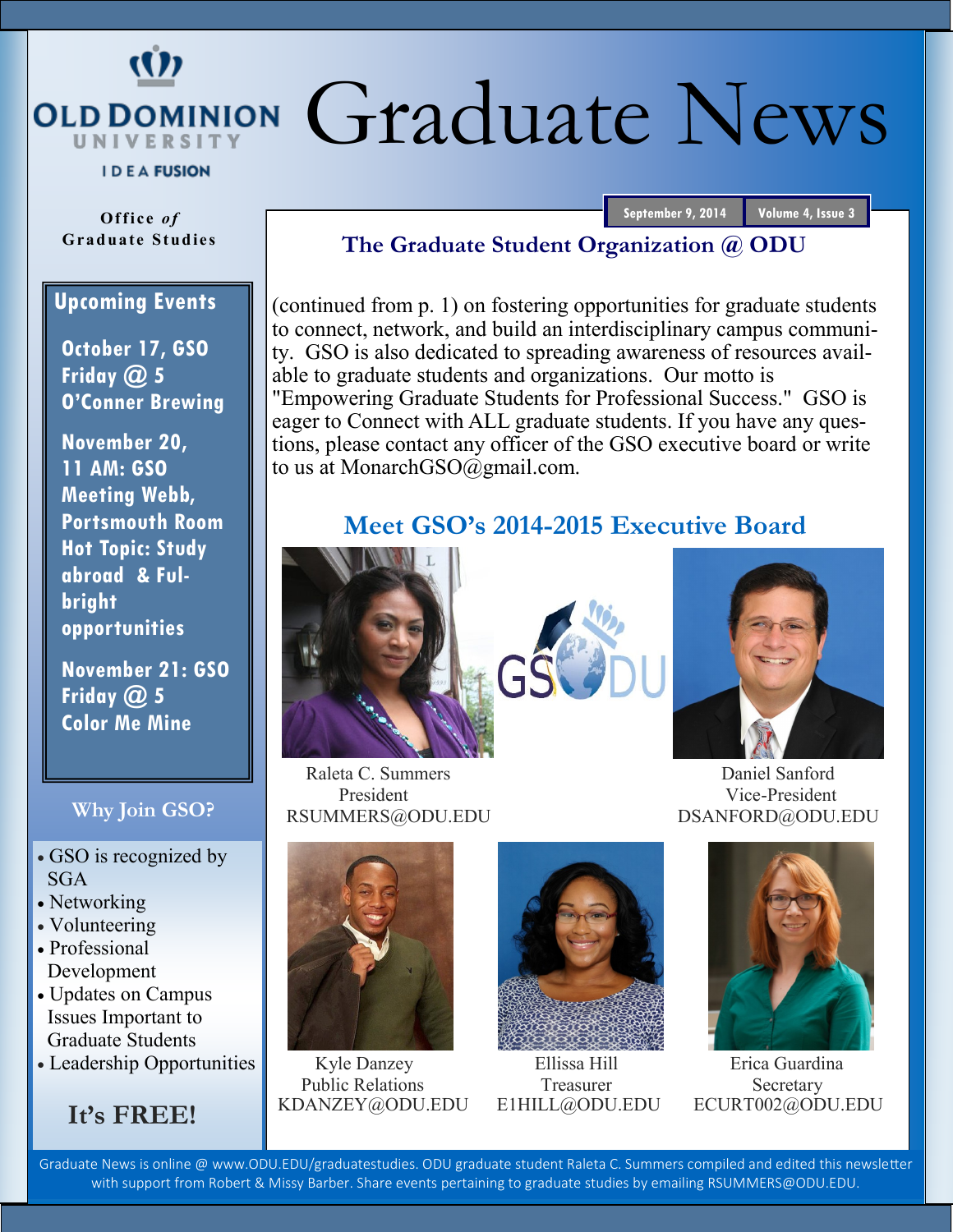# Graduate News

OLD DOMINION UNIVERSITY
IDEA FUSION

Office of Graduate Studies

September 9, 2014 | Volume 4, Issue 3

## Upcoming Events

**October 17, GSO Friday @ 5 O'Conner Brewing**

**November 20, 11 AM: GSO Meeting Webb, Portsmouth Room Hot Topic: Study abroad & Fulbright opportunities**

**November 21: GSO Friday @ 5 Color Me Mine**

## Why Join GSO?

- GSO is recognized by SGA
- Networking
- Volunteering
- Professional Development
- Updates on Campus Issues Important to Graduate Students
- Leadership Opportunities

**It's FREE!**

## The Graduate Student Organization @ ODU

(continued from p. 1) on fostering opportunities for graduate students to connect, network, and build an interdisciplinary campus community. GSO is also dedicated to spreading awareness of resources available to graduate students and organizations. Our motto is "Empowering Graduate Students for Professional Success." GSO is eager to Connect with ALL graduate students. If you have any questions, please contact any officer of the GSO executive board or write to us at MonarchGSO@gmail.com.

## Meet GSO's 2014-2015 Executive Board

Raleta C. Summers
President
RSUMMERS@ODU.EDU

Daniel Sanford
Vice-President
DSANFORD@ODU.EDU

Kyle Danzey
Public Relations
KDANZEY@ODU.EDU

Ellissa Hill
Treasurer
E1HILL@ODU.EDU

Erica Guardina
Secretary
ECURT002@ODU.EDU

Graduate News is online @ www.ODU.EDU/graduatestudies. ODU graduate student Raleta C. Summers compiled and edited this newsletter with support from Robert & Missy Barber. Share events pertaining to graduate studies by emailing RSUMMERS@ODU.EDU.